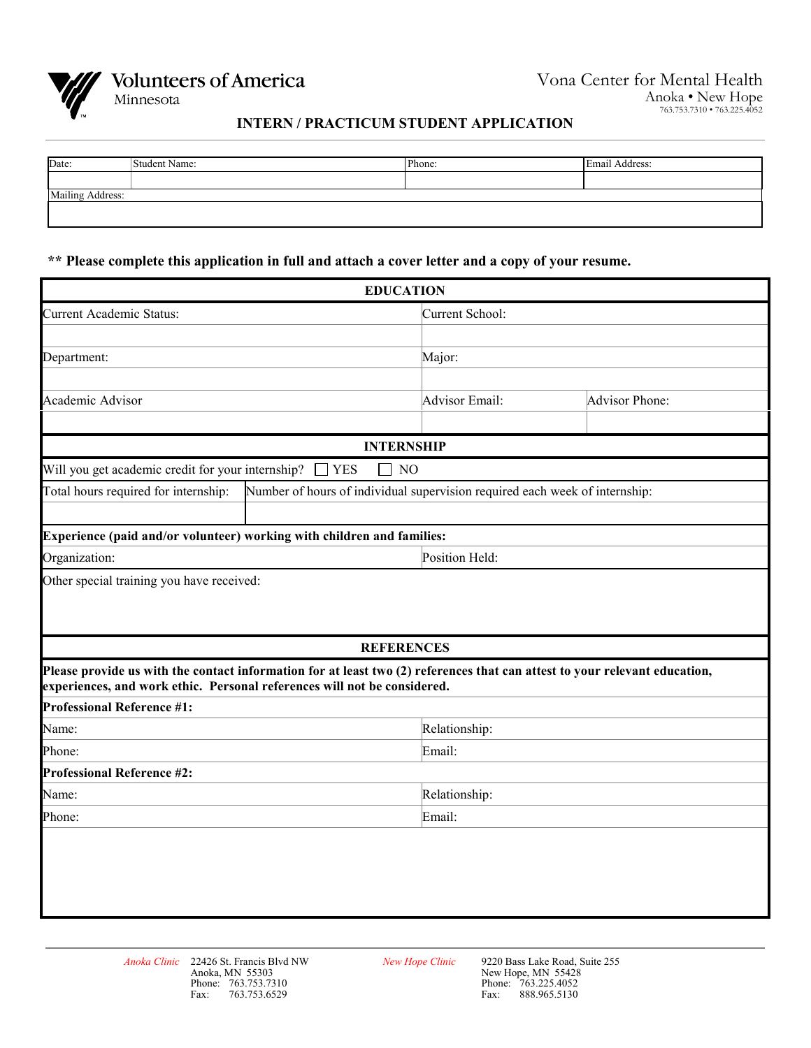Volunteers of America
Minnesota

Vona Center for Mental Health
Anoka • New Hope
763.753.7310 • 763.225.4052

## INTERN / PRACTICUM STUDENT APPLICATION

| Date: | Student Name: | Phone: | Email Address: |
|---|---|---|---|
| | | | |

| Mailing Address: |
|---|
| |

**\*\* Please complete this application in full and attach a cover letter and a copy of your resume.**

| **EDUCATION** | | |
|---|---|---|
| Current Academic Status: | Current School: | |
| | | |
| Department: | Major: | |
| | | |
| Academic Advisor | Advisor Email: | Advisor Phone: |
| | | |

| **INTERNSHIP** | |
|---|---|
| Will you get academic credit for your internship? ☐ YES ☐ NO | |
| Total hours required for internship: | Number of hours of individual supervision required each week of internship: |
| | |
| **Experience (paid and/or volunteer) working with children and families:** | |
| Organization: | Position Held: |
| Other special training you have received: | |

| **REFERENCES** | |
|---|---|
| **Please provide us with the contact information for at least two (2) references that can attest to your relevant education, experiences, and work ethic. Personal references will not be considered.** | |
| **Professional Reference #1:** | |
| Name: | Relationship: |
| Phone: | Email: |
| **Professional Reference #2:** | |
| Name: | Relationship: |
| Phone: | Email: |

*Anoka Clinic*
22426 St. Francis Blvd NW
Anoka, MN 55303
Phone: 763.753.7310
Fax: 763.753.6529

*New Hope Clinic*
9220 Bass Lake Road, Suite 255
New Hope, MN 55428
Phone: 763.225.4052
Fax: 888.965.5130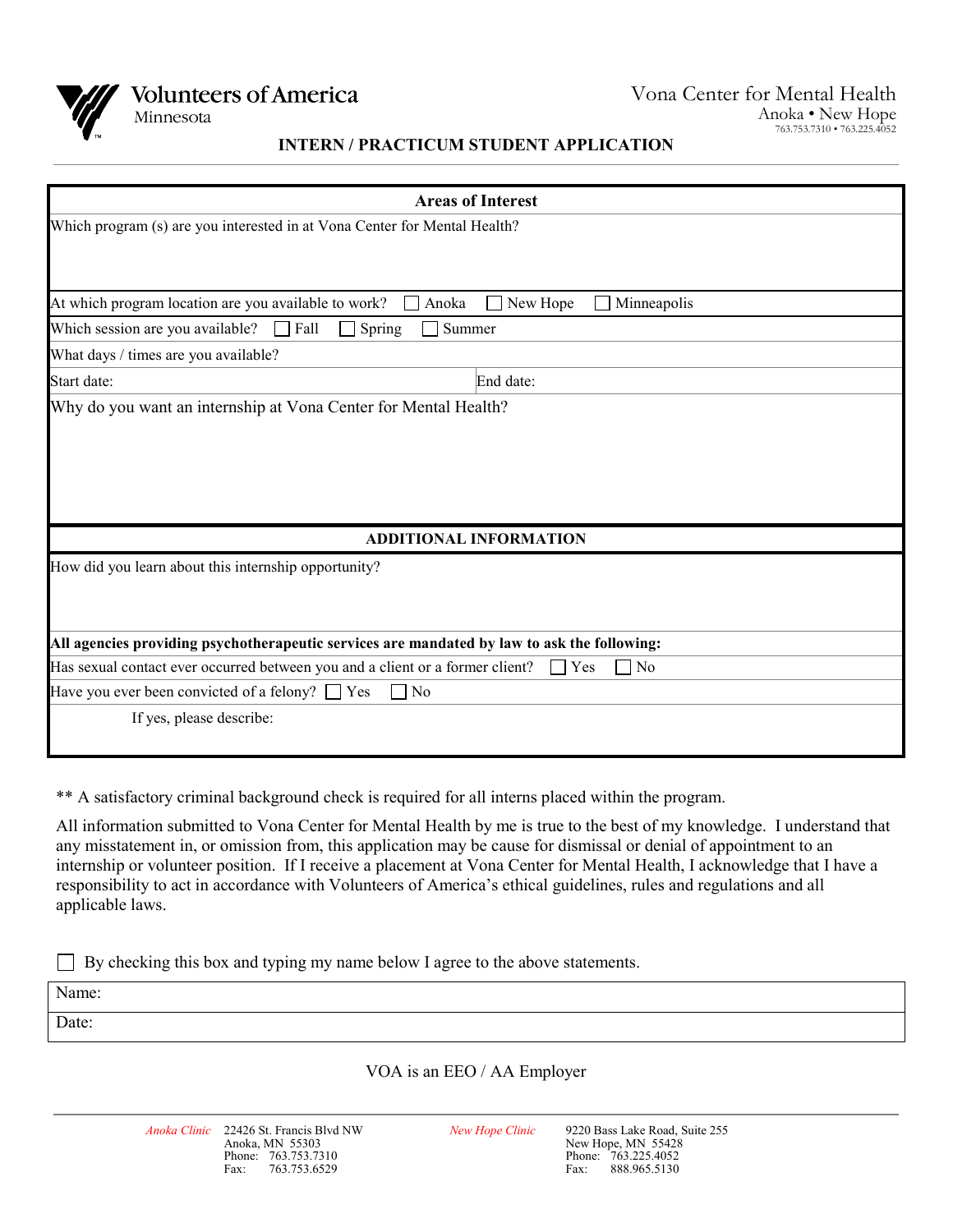Volunteers of America
Minnesota

Vona Center for Mental Health
Anoka • New Hope
763.753.7310 • 763.225.4052

## INTERN / PRACTICUM STUDENT APPLICATION

### Areas of Interest

Which program (s) are you interested in at Vona Center for Mental Health?

At which program location are you available to work? ☐ Anoka ☐ New Hope ☐ Minneapolis

Which session are you available? ☐ Fall ☐ Spring ☐ Summer

What days / times are you available?

| | |
|---|---|
| Start date: | End date: |

Why do you want an internship at Vona Center for Mental Health?

### ADDITIONAL INFORMATION

How did you learn about this internship opportunity?

**All agencies providing psychotherapeutic services are mandated by law to ask the following:**

Has sexual contact ever occurred between you and a client or a former client? ☐ Yes ☐ No

Have you ever been convicted of a felony? ☐ Yes ☐ No

If yes, please describe:

** A satisfactory criminal background check is required for all interns placed within the program.

All information submitted to Vona Center for Mental Health by me is true to the best of my knowledge. I understand that any misstatement in, or omission from, this application may be cause for dismissal or denial of appointment to an internship or volunteer position. If I receive a placement at Vona Center for Mental Health, I acknowledge that I have a responsibility to act in accordance with Volunteers of America's ethical guidelines, rules and regulations and all applicable laws.

☐ By checking this box and typing my name below I agree to the above statements.

Name:

Date:

VOA is an EEO / AA Employer

*Anoka Clinic*
22426 St. Francis Blvd NW
Anoka, MN 55303
Phone: 763.753.7310
Fax: 763.753.6529

*New Hope Clinic*
9220 Bass Lake Road, Suite 255
New Hope, MN 55428
Phone: 763.225.4052
Fax: 888.965.5130